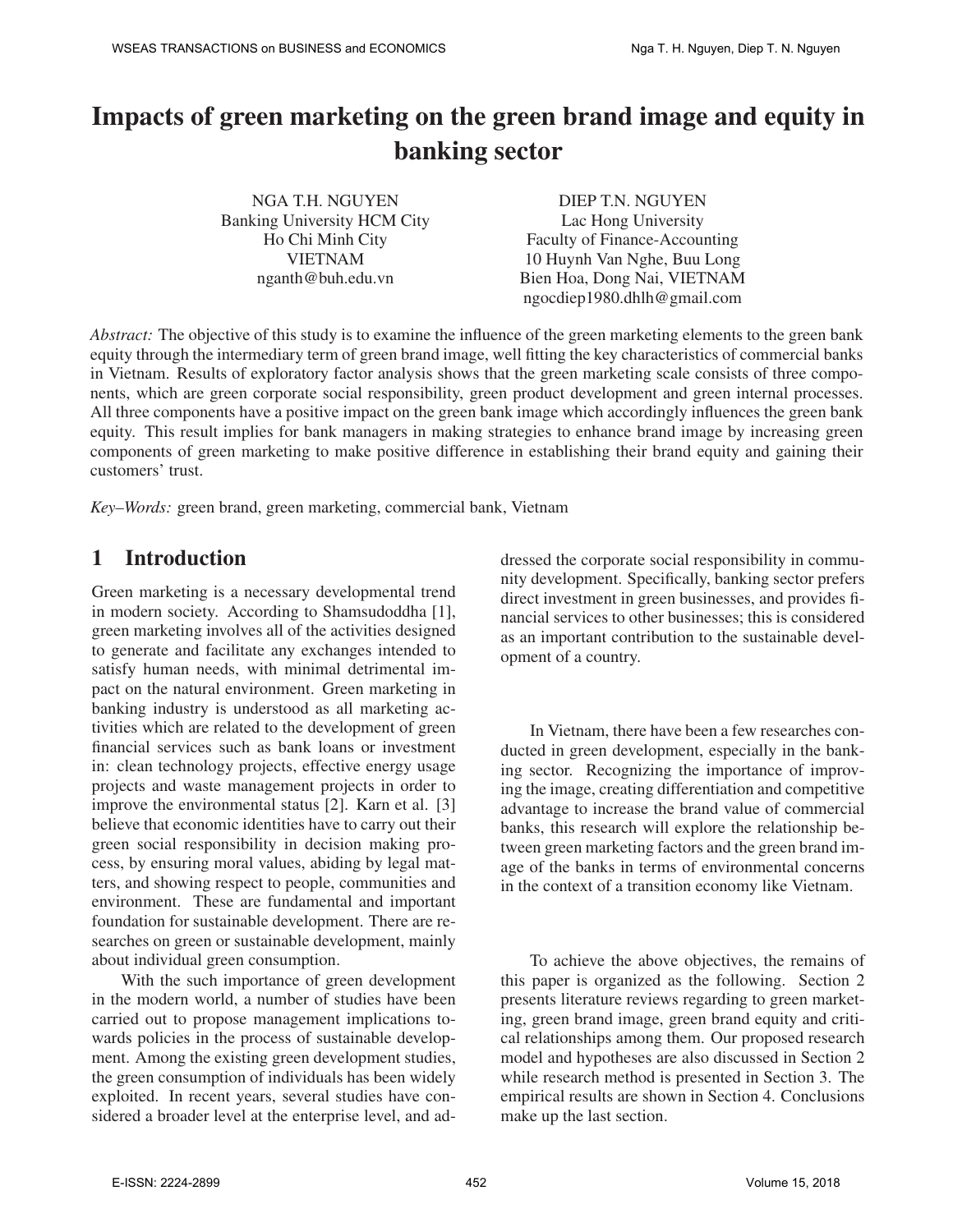# Impacts of green marketing on the green brand image and equity in banking sector

NGA T.H. NGUYEN
Banking University HCM City
Ho Chi Minh City
VIETNAM
nganth@buh.edu.vn

DIEP T.N. NGUYEN
Lac Hong University
Faculty of Finance-Accounting
10 Huynh Van Nghe, Buu Long
Bien Hoa, Dong Nai, VIETNAM
ngocdiep1980.dhlh@gmail.com

*Abstract:* The objective of this study is to examine the influence of the green marketing elements to the green bank equity through the intermediary term of green brand image, well fitting the key characteristics of commercial banks in Vietnam. Results of exploratory factor analysis shows that the green marketing scale consists of three components, which are green corporate social responsibility, green product development and green internal processes. All three components have a positive impact on the green bank image which accordingly influences the green bank equity. This result implies for bank managers in making strategies to enhance brand image by increasing green components of green marketing to make positive difference in establishing their brand equity and gaining their customers' trust.

*Key–Words:* green brand, green marketing, commercial bank, Vietnam

## 1 Introduction

Green marketing is a necessary developmental trend in modern society. According to Shamsudoddha [1], green marketing involves all of the activities designed to generate and facilitate any exchanges intended to satisfy human needs, with minimal detrimental impact on the natural environment. Green marketing in banking industry is understood as all marketing activities which are related to the development of green financial services such as bank loans or investment in: clean technology projects, effective energy usage projects and waste management projects in order to improve the environmental status [2]. Karn et al. [3] believe that economic identities have to carry out their green social responsibility in decision making process, by ensuring moral values, abiding by legal matters, and showing respect to people, communities and environment. These are fundamental and important foundation for sustainable development. There are researches on green or sustainable development, mainly about individual green consumption.

With the such importance of green development in the modern world, a number of studies have been carried out to propose management implications towards policies in the process of sustainable development. Among the existing green development studies, the green consumption of individuals has been widely exploited. In recent years, several studies have considered a broader level at the enterprise level, and addressed the corporate social responsibility in community development. Specifically, banking sector prefers direct investment in green businesses, and provides financial services to other businesses; this is considered as an important contribution to the sustainable development of a country.

In Vietnam, there have been a few researches conducted in green development, especially in the banking sector. Recognizing the importance of improving the image, creating differentiation and competitive advantage to increase the brand value of commercial banks, this research will explore the relationship between green marketing factors and the green brand image of the banks in terms of environmental concerns in the context of a transition economy like Vietnam.

To achieve the above objectives, the remains of this paper is organized as the following. Section 2 presents literature reviews regarding to green marketing, green brand image, green brand equity and critical relationships among them. Our proposed research model and hypotheses are also discussed in Section 2 while research method is presented in Section 3. The empirical results are shown in Section 4. Conclusions make up the last section.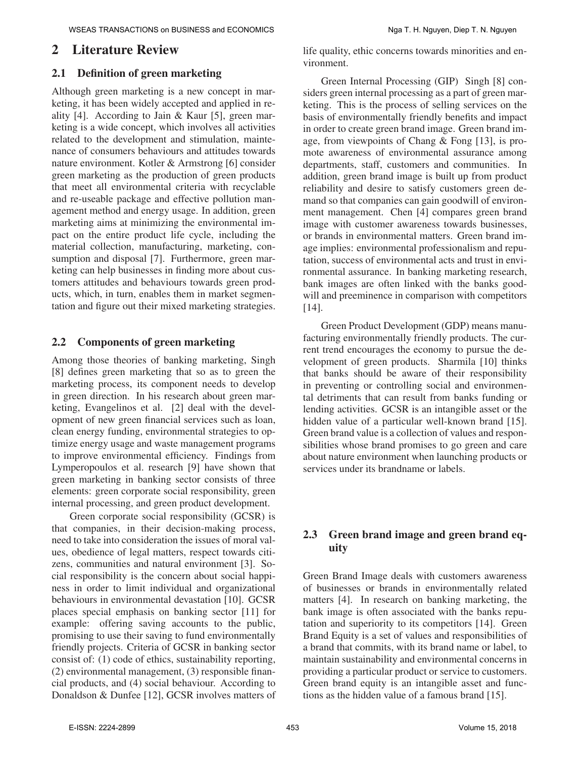# 2 Literature Review

## 2.1 Definition of green marketing

Although green marketing is a new concept in marketing, it has been widely accepted and applied in reality [4]. According to Jain & Kaur [5], green marketing is a wide concept, which involves all activities related to the development and stimulation, maintenance of consumers behaviours and attitudes towards nature environment. Kotler & Armstrong [6] consider green marketing as the production of green products that meet all environmental criteria with recyclable and re-useable package and effective pollution management method and energy usage. In addition, green marketing aims at minimizing the environmental impact on the entire product life cycle, including the material collection, manufacturing, marketing, consumption and disposal [7]. Furthermore, green marketing can help businesses in finding more about customers attitudes and behaviours towards green products, which, in turn, enables them in market segmentation and figure out their mixed marketing strategies.

## 2.2 Components of green marketing

Among those theories of banking marketing, Singh [8] defines green marketing that so as to green the marketing process, its component needs to develop in green direction. In his research about green marketing, Evangelinos et al. [2] deal with the development of new green financial services such as loan, clean energy funding, environmental strategies to optimize energy usage and waste management programs to improve environmental efficiency. Findings from Lymperopoulos et al. research [9] have shown that green marketing in banking sector consists of three elements: green corporate social responsibility, green internal processing, and green product development.

Green corporate social responsibility (GCSR) is that companies, in their decision-making process, need to take into consideration the issues of moral values, obedience of legal matters, respect towards citizens, communities and natural environment [3]. Social responsibility is the concern about social happiness in order to limit individual and organizational behaviours in environmental devastation [10]. GCSR places special emphasis on banking sector [11] for example: offering saving accounts to the public, promising to use their saving to fund environmentally friendly projects. Criteria of GCSR in banking sector consist of: (1) code of ethics, sustainability reporting, (2) environmental management, (3) responsible financial products, and (4) social behaviour. According to Donaldson & Dunfee [12], GCSR involves matters of life quality, ethic concerns towards minorities and environment.

Green Internal Processing (GIP) Singh [8] considers green internal processing as a part of green marketing. This is the process of selling services on the basis of environmentally friendly benefits and impact in order to create green brand image. Green brand image, from viewpoints of Chang & Fong [13], is promote awareness of environmental assurance among departments, staff, customers and communities. In addition, green brand image is built up from product reliability and desire to satisfy customers green demand so that companies can gain goodwill of environment management. Chen [4] compares green brand image with customer awareness towards businesses, or brands in environmental matters. Green brand image implies: environmental professionalism and reputation, success of environmental acts and trust in environmental assurance. In banking marketing research, bank images are often linked with the banks goodwill and preeminence in comparison with competitors [14].

Green Product Development (GDP) means manufacturing environmentally friendly products. The current trend encourages the economy to pursue the development of green products. Sharmila [10] thinks that banks should be aware of their responsibility in preventing or controlling social and environmental detriments that can result from banks funding or lending activities. GCSR is an intangible asset or the hidden value of a particular well-known brand [15]. Green brand value is a collection of values and responsibilities whose brand promises to go green and care about nature environment when launching products or services under its brandname or labels.

## 2.3 Green brand image and green brand equity

Green Brand Image deals with customers awareness of businesses or brands in environmentally related matters [4]. In research on banking marketing, the bank image is often associated with the banks reputation and superiority to its competitors [14]. Green Brand Equity is a set of values and responsibilities of a brand that commits, with its brand name or label, to maintain sustainability and environmental concerns in providing a particular product or service to customers. Green brand equity is an intangible asset and functions as the hidden value of a famous brand [15].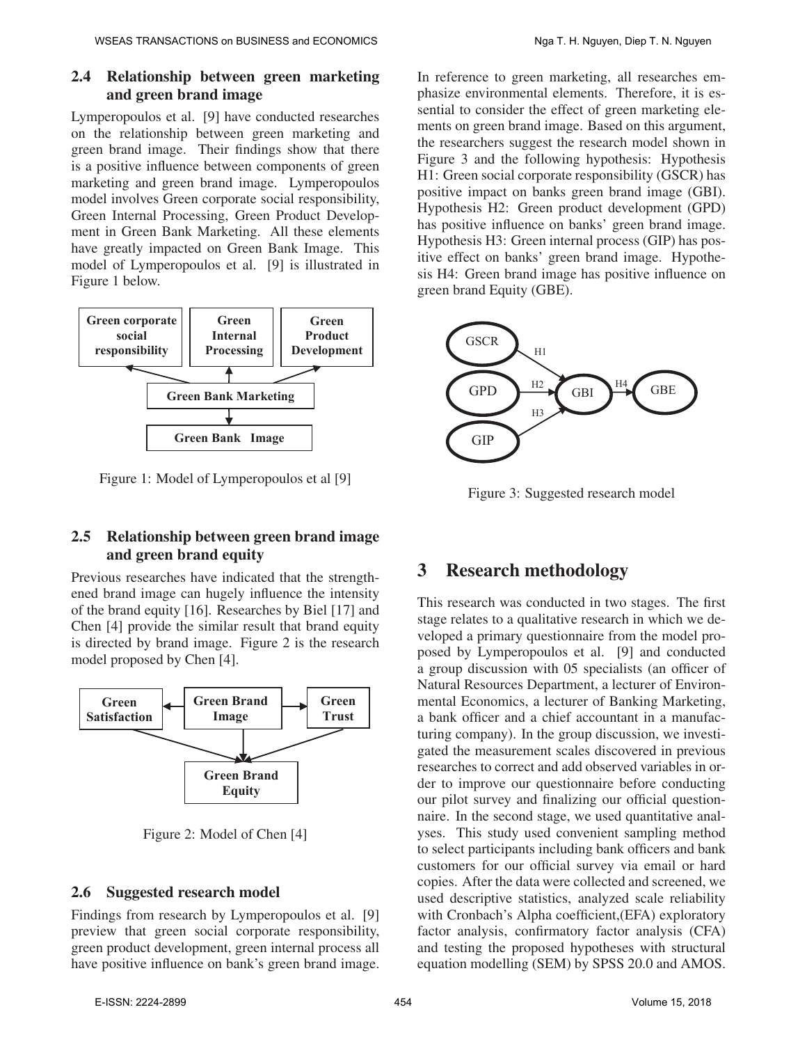### 2.4 Relationship between green marketing and green brand image

Lymperopoulos et al. [9] have conducted researches on the relationship between green marketing and green brand image. Their findings show that there is a positive influence between components of green marketing and green brand image. Lymperopoulos model involves Green corporate social responsibility, Green Internal Processing, Green Product Development in Green Bank Marketing. All these elements have greatly impacted on Green Bank Image. This model of Lymperopoulos et al. [9] is illustrated in Figure 1 below.

Figure 1: Model of Lymperopoulos et al [9]

### 2.5 Relationship between green brand image and green brand equity

Previous researches have indicated that the strengthened brand image can hugely influence the intensity of the brand equity [16]. Researches by Biel [17] and Chen [4] provide the similar result that brand equity is directed by brand image. Figure 2 is the research model proposed by Chen [4].

Figure 2: Model of Chen [4]

### 2.6 Suggested research model

Findings from research by Lymperopoulos et al. [9] preview that green social corporate responsibility, green product development, green internal process all have positive influence on bank's green brand image. In reference to green marketing, all researches emphasize environmental elements. Therefore, it is essential to consider the effect of green marketing elements on green brand image. Based on this argument, the researchers suggest the research model shown in Figure 3 and the following hypothesis: Hypothesis H1: Green social corporate responsibility (GSCR) has positive impact on banks green brand image (GBI). Hypothesis H2: Green product development (GPD) has positive influence on banks' green brand image. Hypothesis H3: Green internal process (GIP) has positive effect on banks' green brand image. Hypothesis H4: Green brand image has positive influence on green brand Equity (GBE).

Figure 3: Suggested research model

## 3 Research methodology

This research was conducted in two stages. The first stage relates to a qualitative research in which we developed a primary questionnaire from the model proposed by Lymperopoulos et al. [9] and conducted a group discussion with 05 specialists (an officer of Natural Resources Department, a lecturer of Environmental Economics, a lecturer of Banking Marketing, a bank officer and a chief accountant in a manufacturing company). In the group discussion, we investigated the measurement scales discovered in previous researches to correct and add observed variables in order to improve our questionnaire before conducting our pilot survey and finalizing our official questionnaire. In the second stage, we used quantitative analyses. This study used convenient sampling method to select participants including bank officers and bank customers for our official survey via email or hard copies. After the data were collected and screened, we used descriptive statistics, analyzed scale reliability with Cronbach's Alpha coefficient,(EFA) exploratory factor analysis, confirmatory factor analysis (CFA) and testing the proposed hypotheses with structural equation modelling (SEM) by SPSS 20.0 and AMOS.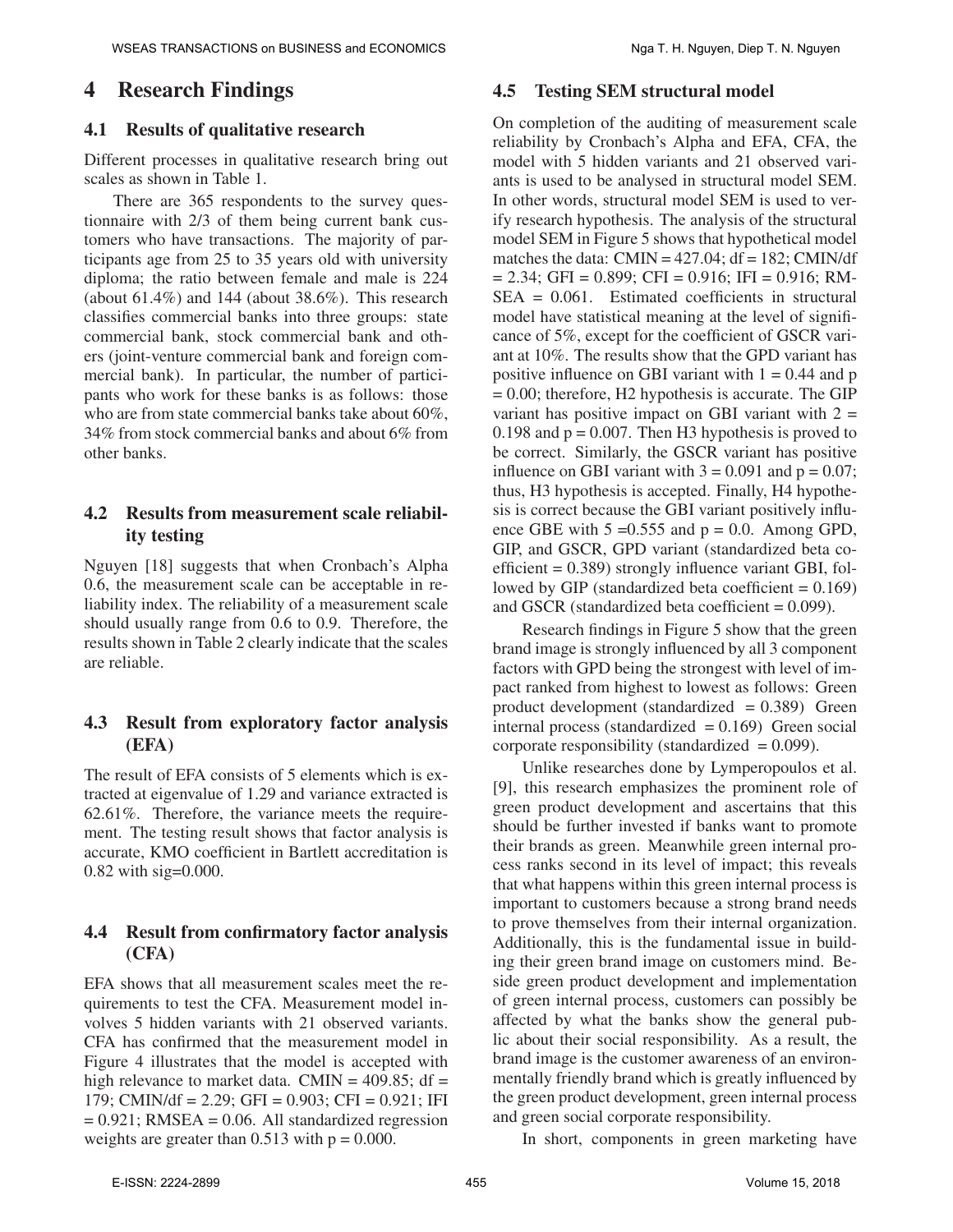# 4 Research Findings

## 4.1 Results of qualitative research

Different processes in qualitative research bring out scales as shown in Table 1.

There are 365 respondents to the survey questionnaire with 2/3 of them being current bank customers who have transactions. The majority of participants age from 25 to 35 years old with university diploma; the ratio between female and male is 224 (about 61.4%) and 144 (about 38.6%). This research classifies commercial banks into three groups: state commercial bank, stock commercial bank and others (joint-venture commercial bank and foreign commercial bank). In particular, the number of participants who work for these banks is as follows: those who are from state commercial banks take about 60%, 34% from stock commercial banks and about 6% from other banks.

## 4.2 Results from measurement scale reliability testing

Nguyen [18] suggests that when Cronbach's Alpha 0.6, the measurement scale can be acceptable in reliability index. The reliability of a measurement scale should usually range from 0.6 to 0.9. Therefore, the results shown in Table 2 clearly indicate that the scales are reliable.

## 4.3 Result from exploratory factor analysis (EFA)

The result of EFA consists of 5 elements which is extracted at eigenvalue of 1.29 and variance extracted is 62.61%. Therefore, the variance meets the requirement. The testing result shows that factor analysis is accurate, KMO coefficient in Bartlett accreditation is 0.82 with sig=0.000.

## 4.4 Result from confirmatory factor analysis (CFA)

EFA shows that all measurement scales meet the requirements to test the CFA. Measurement model involves 5 hidden variants with 21 observed variants. CFA has confirmed that the measurement model in Figure 4 illustrates that the model is accepted with high relevance to market data. CMIN = 409.85; df = 179; CMIN/df = 2.29; GFI = 0.903; CFI = 0.921; IFI = 0.921; RMSEA = 0.06. All standardized regression weights are greater than 0.513 with p = 0.000.

## 4.5 Testing SEM structural model

On completion of the auditing of measurement scale reliability by Cronbach's Alpha and EFA, CFA, the model with 5 hidden variants and 21 observed variants is used to be analysed in structural model SEM. In other words, structural model SEM is used to verify research hypothesis. The analysis of the structural model SEM in Figure 5 shows that hypothetical model matches the data: CMIN = 427.04; df = 182; CMIN/df = 2.34; GFI = 0.899; CFI = 0.916; IFI = 0.916; RMSEA = 0.061. Estimated coefficients in structural model have statistical meaning at the level of significance of 5%, except for the coefficient of GSCR variant at 10%. The results show that the GPD variant has positive influence on GBI variant with 1 = 0.44 and p = 0.00; therefore, H2 hypothesis is accurate. The GIP variant has positive impact on GBI variant with 2 = 0.198 and p = 0.007. Then H3 hypothesis is proved to be correct. Similarly, the GSCR variant has positive influence on GBI variant with 3 = 0.091 and p = 0.07; thus, H3 hypothesis is accepted. Finally, H4 hypothesis is correct because the GBI variant positively influence GBE with 5 =0.555 and p = 0.0. Among GPD, GIP, and GSCR, GPD variant (standardized beta coefficient = 0.389) strongly influence variant GBI, followed by GIP (standardized beta coefficient = 0.169) and GSCR (standardized beta coefficient = 0.099).

Research findings in Figure 5 show that the green brand image is strongly influenced by all 3 component factors with GPD being the strongest with level of impact ranked from highest to lowest as follows: Green product development (standardized = 0.389) Green internal process (standardized = 0.169) Green social corporate responsibility (standardized = 0.099).

Unlike researches done by Lymperopoulos et al. [9], this research emphasizes the prominent role of green product development and ascertains that this should be further invested if banks want to promote their brands as green. Meanwhile green internal process ranks second in its level of impact; this reveals that what happens within this green internal process is important to customers because a strong brand needs to prove themselves from their internal organization. Additionally, this is the fundamental issue in building their green brand image on customers mind. Beside green product development and implementation of green internal process, customers can possibly be affected by what the banks show the general public about their social responsibility. As a result, the brand image is the customer awareness of an environmentally friendly brand which is greatly influenced by the green product development, green internal process and green social corporate responsibility.

In short, components in green marketing have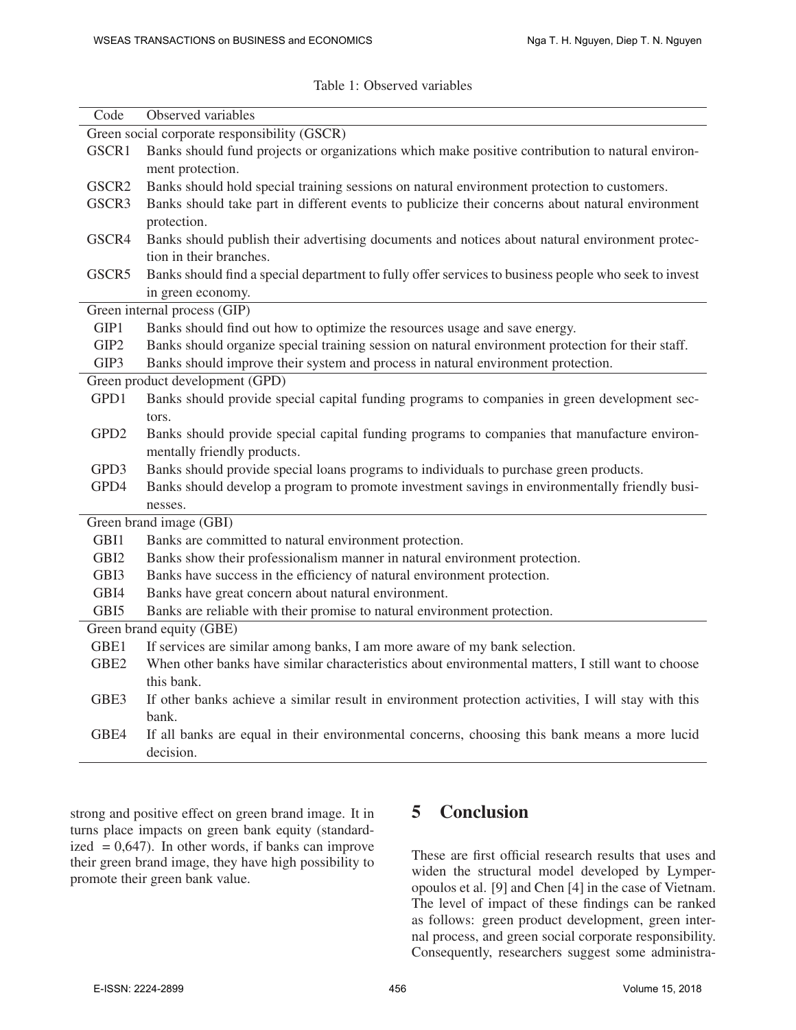Table 1: Observed variables

| Code | Observed variables |
|---|---|
| **Green social corporate responsibility (GSCR)** | |
| GSCR1 | Banks should fund projects or organizations which make positive contribution to natural environment protection. |
| GSCR2 | Banks should hold special training sessions on natural environment protection to customers. |
| GSCR3 | Banks should take part in different events to publicize their concerns about natural environment protection. |
| GSCR4 | Banks should publish their advertising documents and notices about natural environment protection in their branches. |
| GSCR5 | Banks should find a special department to fully offer services to business people who seek to invest in green economy. |
| **Green internal process (GIP)** | |
| GIP1 | Banks should find out how to optimize the resources usage and save energy. |
| GIP2 | Banks should organize special training session on natural environment protection for their staff. |
| GIP3 | Banks should improve their system and process in natural environment protection. |
| **Green product development (GPD)** | |
| GPD1 | Banks should provide special capital funding programs to companies in green development sectors. |
| GPD2 | Banks should provide special capital funding programs to companies that manufacture environmentally friendly products. |
| GPD3 | Banks should provide special loans programs to individuals to purchase green products. |
| GPD4 | Banks should develop a program to promote investment savings in environmentally friendly businesses. |
| **Green brand image (GBI)** | |
| GBI1 | Banks are committed to natural environment protection. |
| GBI2 | Banks show their professionalism manner in natural environment protection. |
| GBI3 | Banks have success in the efficiency of natural environment protection. |
| GBI4 | Banks have great concern about natural environment. |
| GBI5 | Banks are reliable with their promise to natural environment protection. |
| **Green brand equity (GBE)** | |
| GBE1 | If services are similar among banks, I am more aware of my bank selection. |
| GBE2 | When other banks have similar characteristics about environmental matters, I still want to choose this bank. |
| GBE3 | If other banks achieve a similar result in environment protection activities, I will stay with this bank. |
| GBE4 | If all banks are equal in their environmental concerns, choosing this bank means a more lucid decision. |

strong and positive effect on green brand image. It in turns place impacts on green bank equity (standardized = 0,647). In other words, if banks can improve their green brand image, they have high possibility to promote their green bank value.

## 5 Conclusion

These are first official research results that uses and widen the structural model developed by Lymperopoulos et al. [9] and Chen [4] in the case of Vietnam. The level of impact of these findings can be ranked as follows: green product development, green internal process, and green social corporate responsibility. Consequently, researchers suggest some administra-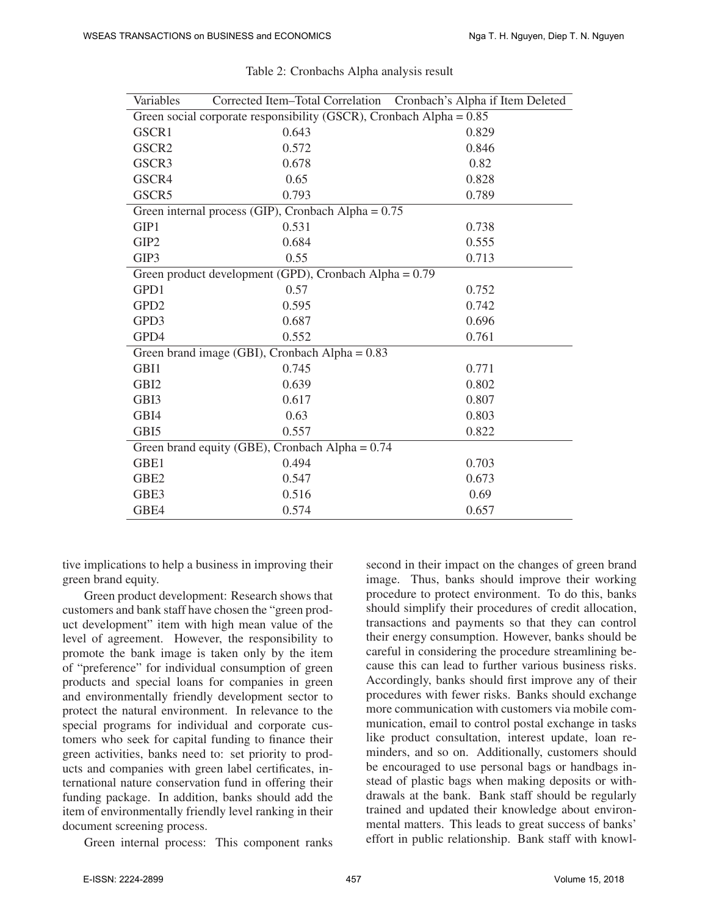Table 2: Cronbachs Alpha analysis result

| Variables | Corrected Item–Total Correlation | Cronbach's Alpha if Item Deleted |
|---|---|---|
| Green social corporate responsibility (GSCR), Cronbach Alpha = 0.85 | | |
| GSCR1 | 0.643 | 0.829 |
| GSCR2 | 0.572 | 0.846 |
| GSCR3 | 0.678 | 0.82 |
| GSCR4 | 0.65 | 0.828 |
| GSCR5 | 0.793 | 0.789 |
| Green internal process (GIP), Cronbach Alpha = 0.75 | | |
| GIP1 | 0.531 | 0.738 |
| GIP2 | 0.684 | 0.555 |
| GIP3 | 0.55 | 0.713 |
| Green product development (GPD), Cronbach Alpha = 0.79 | | |
| GPD1 | 0.57 | 0.752 |
| GPD2 | 0.595 | 0.742 |
| GPD3 | 0.687 | 0.696 |
| GPD4 | 0.552 | 0.761 |
| Green brand image (GBI), Cronbach Alpha = 0.83 | | |
| GBI1 | 0.745 | 0.771 |
| GBI2 | 0.639 | 0.802 |
| GBI3 | 0.617 | 0.807 |
| GBI4 | 0.63 | 0.803 |
| GBI5 | 0.557 | 0.822 |
| Green brand equity (GBE), Cronbach Alpha = 0.74 | | |
| GBE1 | 0.494 | 0.703 |
| GBE2 | 0.547 | 0.673 |
| GBE3 | 0.516 | 0.69 |
| GBE4 | 0.574 | 0.657 |

tive implications to help a business in improving their green brand equity.

Green product development: Research shows that customers and bank staff have chosen the "green product development" item with high mean value of the level of agreement. However, the responsibility to promote the bank image is taken only by the item of "preference" for individual consumption of green products and special loans for companies in green and environmentally friendly development sector to protect the natural environment. In relevance to the special programs for individual and corporate customers who seek for capital funding to finance their green activities, banks need to: set priority to products and companies with green label certificates, international nature conservation fund in offering their funding package. In addition, banks should add the item of environmentally friendly level ranking in their document screening process.

Green internal process: This component ranks second in their impact on the changes of green brand image. Thus, banks should improve their working procedure to protect environment. To do this, banks should simplify their procedures of credit allocation, transactions and payments so that they can control their energy consumption. However, banks should be careful in considering the procedure streamlining because this can lead to further various business risks. Accordingly, banks should first improve any of their procedures with fewer risks. Banks should exchange more communication with customers via mobile communication, email to control postal exchange in tasks like product consultation, interest update, loan reminders, and so on. Additionally, customers should be encouraged to use personal bags or handbags instead of plastic bags when making deposits or withdrawals at the bank. Bank staff should be regularly trained and updated their knowledge about environmental matters. This leads to great success of banks' effort in public relationship. Bank staff with knowl-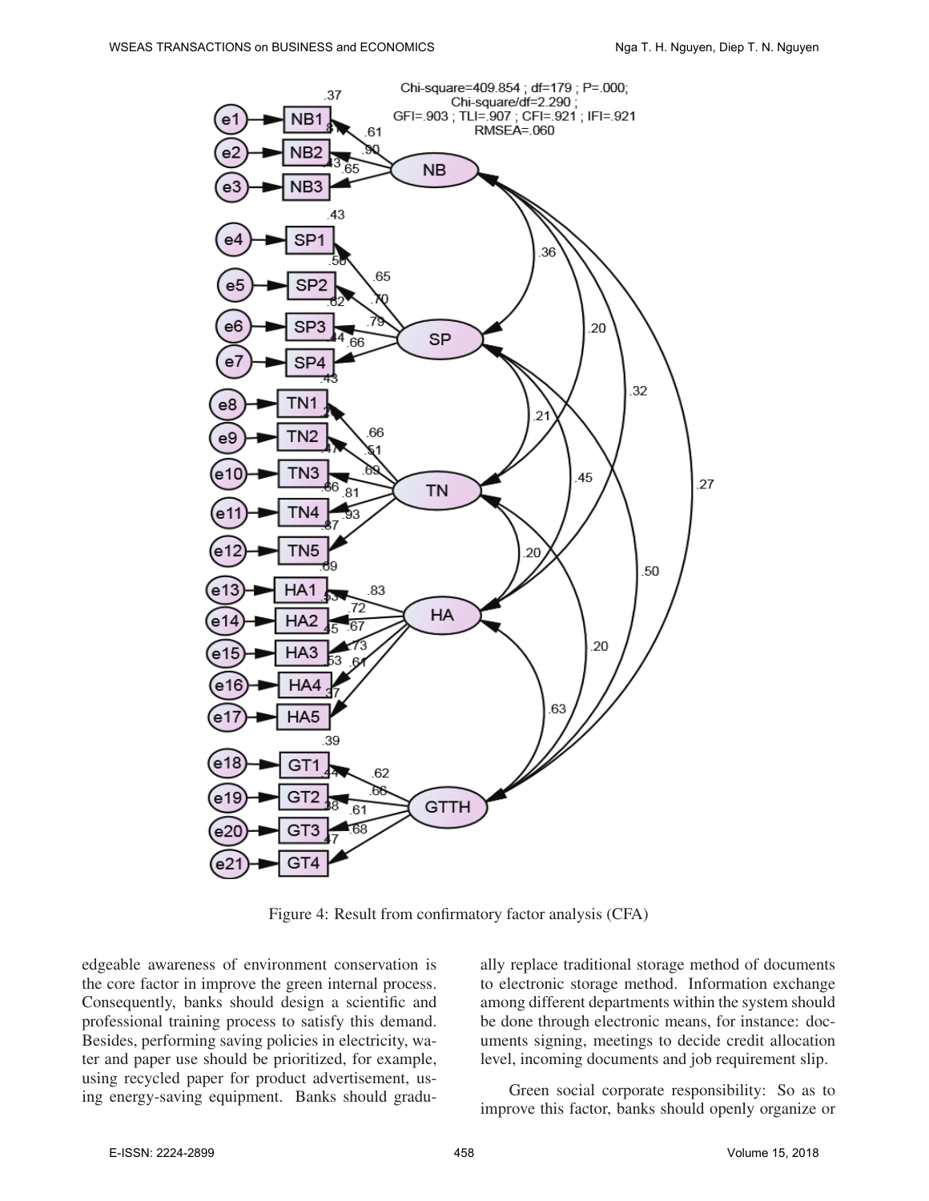Figure 4: Result from confirmatory factor analysis (CFA)

edgeable awareness of environment conservation is the core factor in improve the green internal process. Consequently, banks should design a scientific and professional training process to satisfy this demand. Besides, performing saving policies in electricity, water and paper use should be prioritized, for example, using recycled paper for product advertisement, using energy-saving equipment. Banks should gradually replace traditional storage method of documents to electronic storage method. Information exchange among different departments within the system should be done through electronic means, for instance: documents signing, meetings to decide credit allocation level, incoming documents and job requirement slip.

Green social corporate responsibility: So as to improve this factor, banks should openly organize or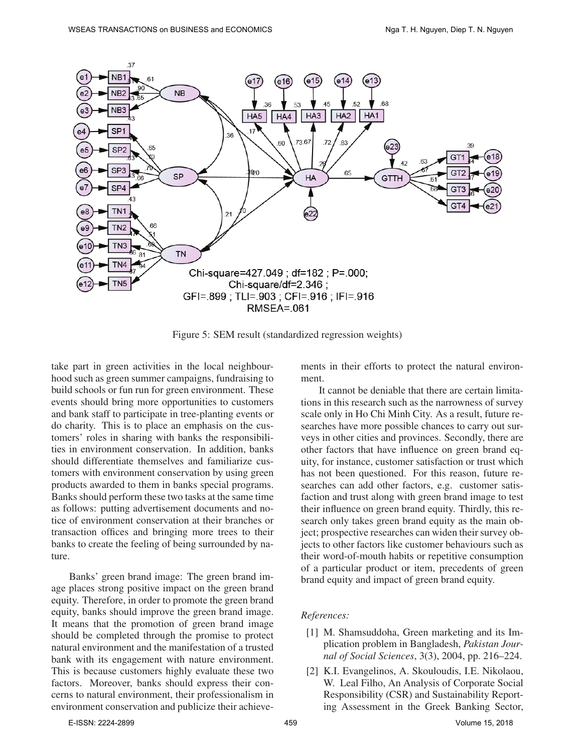Figure 5: SEM result (standardized regression weights)

take part in green activities in the local neighbourhood such as green summer campaigns, fundraising to build schools or fun run for green environment. These events should bring more opportunities to customers and bank staff to participate in tree-planting events or do charity. This is to place an emphasis on the customers' roles in sharing with banks the responsibilities in environment conservation. In addition, banks should differentiate themselves and familiarize customers with environment conservation by using green products awarded to them in banks special programs. Banks should perform these two tasks at the same time as follows: putting advertisement documents and notice of environment conservation at their branches or transaction offices and bringing more trees to their banks to create the feeling of being surrounded by nature.

Banks' green brand image: The green brand image places strong positive impact on the green brand equity. Therefore, in order to promote the green brand equity, banks should improve the green brand image. It means that the promotion of green brand image should be completed through the promise to protect natural environment and the manifestation of a trusted bank with its engagement with nature environment. This is because customers highly evaluate these two factors. Moreover, banks should express their concerns to natural environment, their professionalism in environment conservation and publicize their achievements in their efforts to protect the natural environment.

It cannot be deniable that there are certain limitations in this research such as the narrowness of survey scale only in Ho Chi Minh City. As a result, future researches have more possible chances to carry out surveys in other cities and provinces. Secondly, there are other factors that have influence on green brand equity, for instance, customer satisfaction or trust which has not been questioned. For this reason, future researches can add other factors, e.g. customer satisfaction and trust along with green brand image to test their influence on green brand equity. Thirdly, this research only takes green brand equity as the main object; prospective researches can widen their survey objects to other factors like customer behaviours such as their word-of-mouth habits or repetitive consumption of a particular product or item, precedents of green brand equity and impact of green brand equity.

*References:*

[1] M. Shamsuddoha, Green marketing and its Implication problem in Bangladesh, *Pakistan Journal of Social Sciences*, 3(3), 2004, pp. 216–224.

[2] K.I. Evangelinos, A. Skouloudis, I.E. Nikolaou, W. Leal Filho, An Analysis of Corporate Social Responsibility (CSR) and Sustainability Reporting Assessment in the Greek Banking Sector,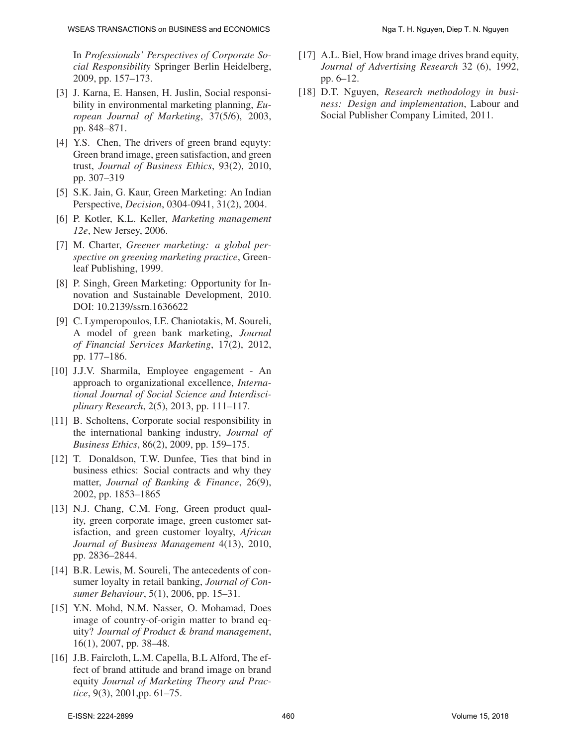In *Professionals' Perspectives of Corporate Social Responsibility* Springer Berlin Heidelberg, 2009, pp. 157–173.

[3] J. Karna, E. Hansen, H. Juslin, Social responsibility in environmental marketing planning, *European Journal of Marketing*, 37(5/6), 2003, pp. 848–871.

[4] Y.S. Chen, The drivers of green brand equyty: Green brand image, green satisfaction, and green trust, *Journal of Business Ethics*, 93(2), 2010, pp. 307–319

[5] S.K. Jain, G. Kaur, Green Marketing: An Indian Perspective, *Decision*, 0304-0941, 31(2), 2004.

[6] P. Kotler, K.L. Keller, *Marketing management 12e*, New Jersey, 2006.

[7] M. Charter, *Greener marketing: a global perspective on greening marketing practice*, Greenleaf Publishing, 1999.

[8] P. Singh, Green Marketing: Opportunity for Innovation and Sustainable Development, 2010. DOI: 10.2139/ssrn.1636622

[9] C. Lymperopoulos, I.E. Chaniotakis, M. Soureli, A model of green bank marketing, *Journal of Financial Services Marketing*, 17(2), 2012, pp. 177–186.

[10] J.J.V. Sharmila, Employee engagement - An approach to organizational excellence, *International Journal of Social Science and Interdisciplinary Research*, 2(5), 2013, pp. 111–117.

[11] B. Scholtens, Corporate social responsibility in the international banking industry, *Journal of Business Ethics*, 86(2), 2009, pp. 159–175.

[12] T. Donaldson, T.W. Dunfee, Ties that bind in business ethics: Social contracts and why they matter, *Journal of Banking & Finance*, 26(9), 2002, pp. 1853–1865

[13] N.J. Chang, C.M. Fong, Green product quality, green corporate image, green customer satisfaction, and green customer loyalty, *African Journal of Business Management* 4(13), 2010, pp. 2836–2844.

[14] B.R. Lewis, M. Soureli, The antecedents of consumer loyalty in retail banking, *Journal of Consumer Behaviour*, 5(1), 2006, pp. 15–31.

[15] Y.N. Mohd, N.M. Nasser, O. Mohamad, Does image of country-of-origin matter to brand equity? *Journal of Product & brand management*, 16(1), 2007, pp. 38–48.

[16] J.B. Faircloth, L.M. Capella, B.L Alford, The effect of brand attitude and brand image on brand equity *Journal of Marketing Theory and Practice*, 9(3), 2001,pp. 61–75.

[17] A.L. Biel, How brand image drives brand equity, *Journal of Advertising Research* 32 (6), 1992, pp. 6–12.

[18] D.T. Nguyen, *Research methodology in business: Design and implementation*, Labour and Social Publisher Company Limited, 2011.